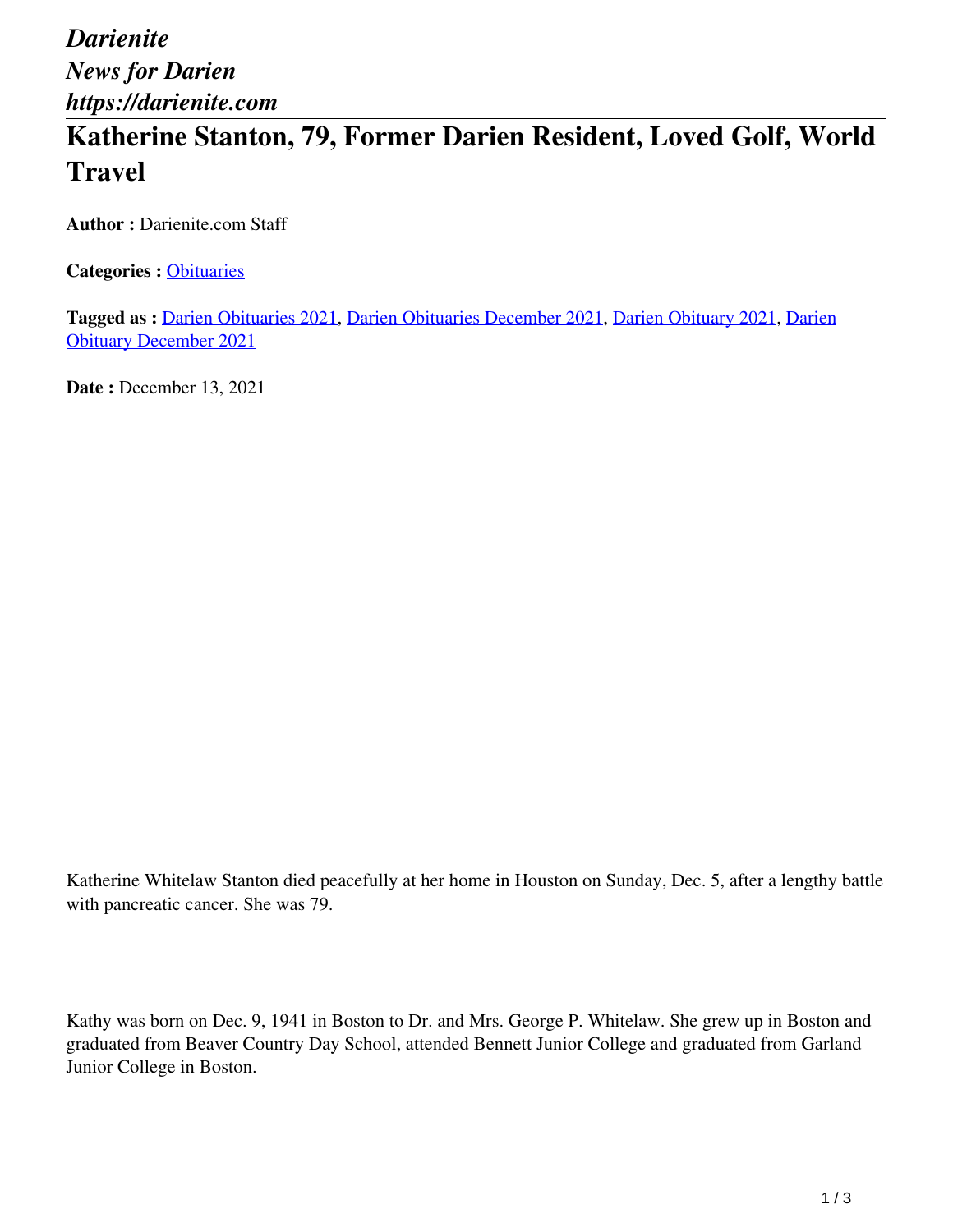*Darienite*
*News for Darien*
*https://darienite.com*

# Katherine Stanton, 79, Former Darien Resident, Loved Golf, World Travel

**Author :** Darienite.com Staff

**Categories :** Obituaries

**Tagged as :** Darien Obituaries 2021, Darien Obituaries December 2021, Darien Obituary 2021, Darien Obituary December 2021

**Date :** December 13, 2021

Katherine Whitelaw Stanton died peacefully at her home in Houston on Sunday, Dec. 5, after a lengthy battle with pancreatic cancer. She was 79.

Kathy was born on Dec. 9, 1941 in Boston to Dr. and Mrs. George P. Whitelaw. She grew up in Boston and graduated from Beaver Country Day School, attended Bennett Junior College and graduated from Garland Junior College in Boston.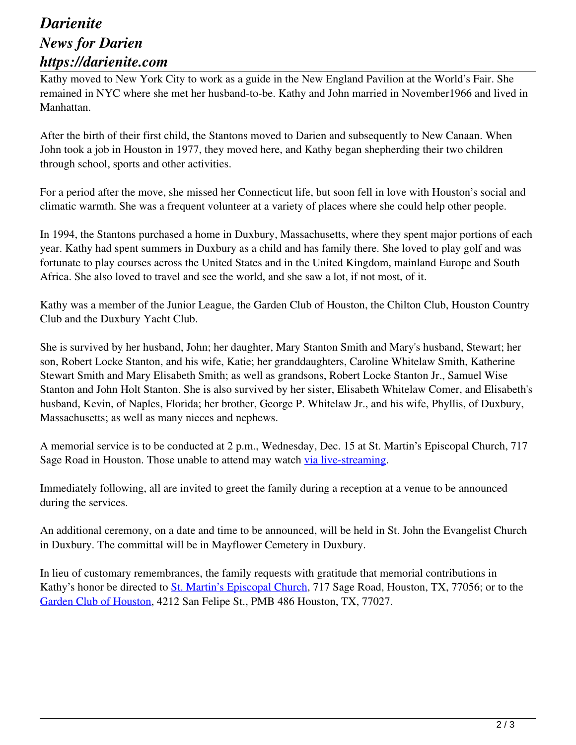Kathy moved to New York City to work as a guide in the New England Pavilion at the World's Fair. She remained in NYC where she met her husband-to-be. Kathy and John married in November1966 and lived in Manhattan.

After the birth of their first child, the Stantons moved to Darien and subsequently to New Canaan. When John took a job in Houston in 1977, they moved here, and Kathy began shepherding their two children through school, sports and other activities.

For a period after the move, she missed her Connecticut life, but soon fell in love with Houston's social and climatic warmth. She was a frequent volunteer at a variety of places where she could help other people.

In 1994, the Stantons purchased a home in Duxbury, Massachusetts, where they spent major portions of each year. Kathy had spent summers in Duxbury as a child and has family there. She loved to play golf and was fortunate to play courses across the United States and in the United Kingdom, mainland Europe and South Africa. She also loved to travel and see the world, and she saw a lot, if not most, of it.

Kathy was a member of the Junior League, the Garden Club of Houston, the Chilton Club, Houston Country Club and the Duxbury Yacht Club.

She is survived by her husband, John; her daughter, Mary Stanton Smith and Mary's husband, Stewart; her son, Robert Locke Stanton, and his wife, Katie; her granddaughters, Caroline Whitelaw Smith, Katherine Stewart Smith and Mary Elisabeth Smith; as well as grandsons, Robert Locke Stanton Jr., Samuel Wise Stanton and John Holt Stanton. She is also survived by her sister, Elisabeth Whitelaw Comer, and Elisabeth's husband, Kevin, of Naples, Florida; her brother, George P. Whitelaw Jr., and his wife, Phyllis, of Duxbury, Massachusetts; as well as many nieces and nephews.

A memorial service is to be conducted at 2 p.m., Wednesday, Dec. 15 at St. Martin's Episcopal Church, 717 Sage Road in Houston. Those unable to attend may watch via live-streaming.

Immediately following, all are invited to greet the family during a reception at a venue to be announced during the services.

An additional ceremony, on a date and time to be announced, will be held in St. John the Evangelist Church in Duxbury. The committal will be in Mayflower Cemetery in Duxbury.

In lieu of customary remembrances, the family requests with gratitude that memorial contributions in Kathy's honor be directed to St. Martin's Episcopal Church, 717 Sage Road, Houston, TX, 77056; or to the Garden Club of Houston, 4212 San Felipe St., PMB 486 Houston, TX, 77027.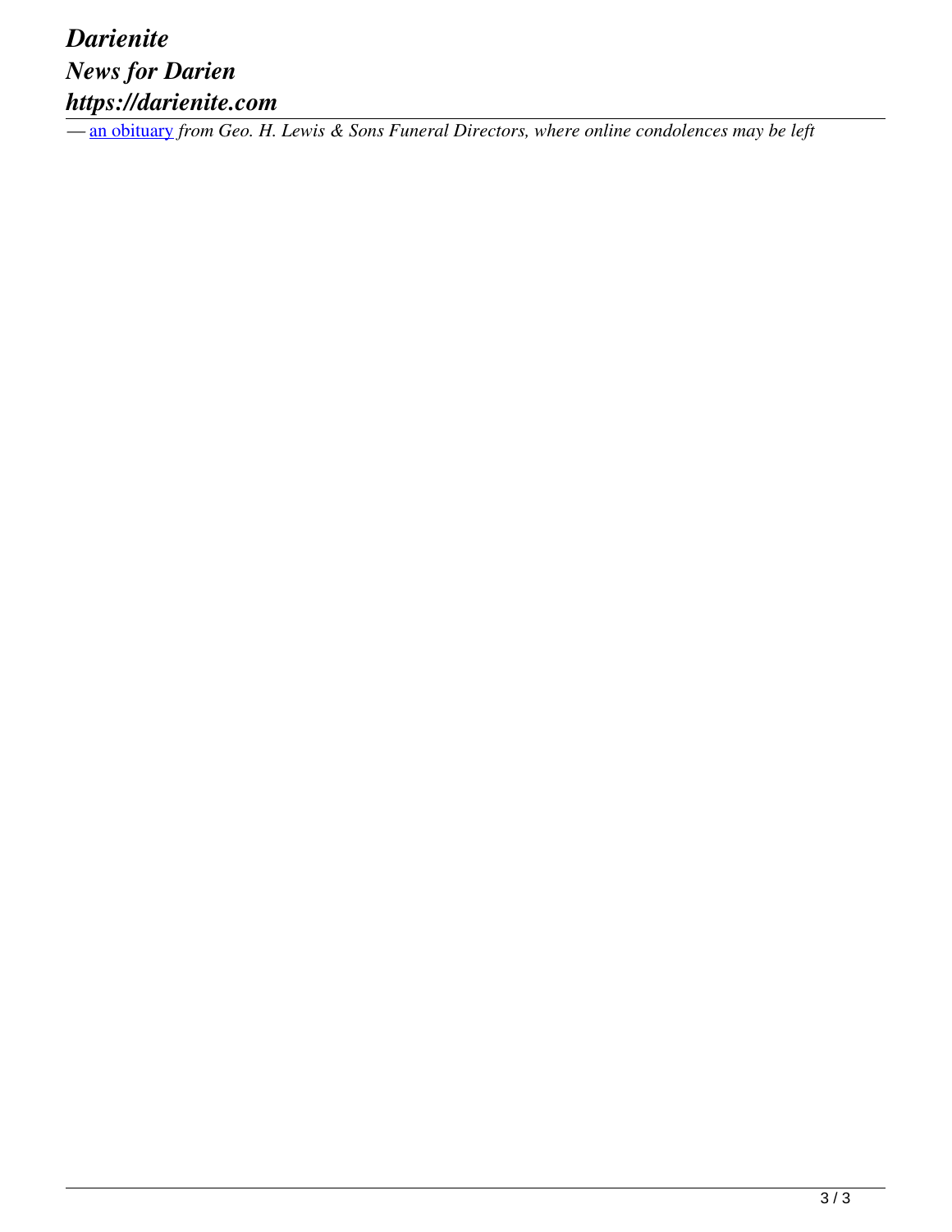— an obituary *from Geo. H. Lewis & Sons Funeral Directors, where online condolences may be left*